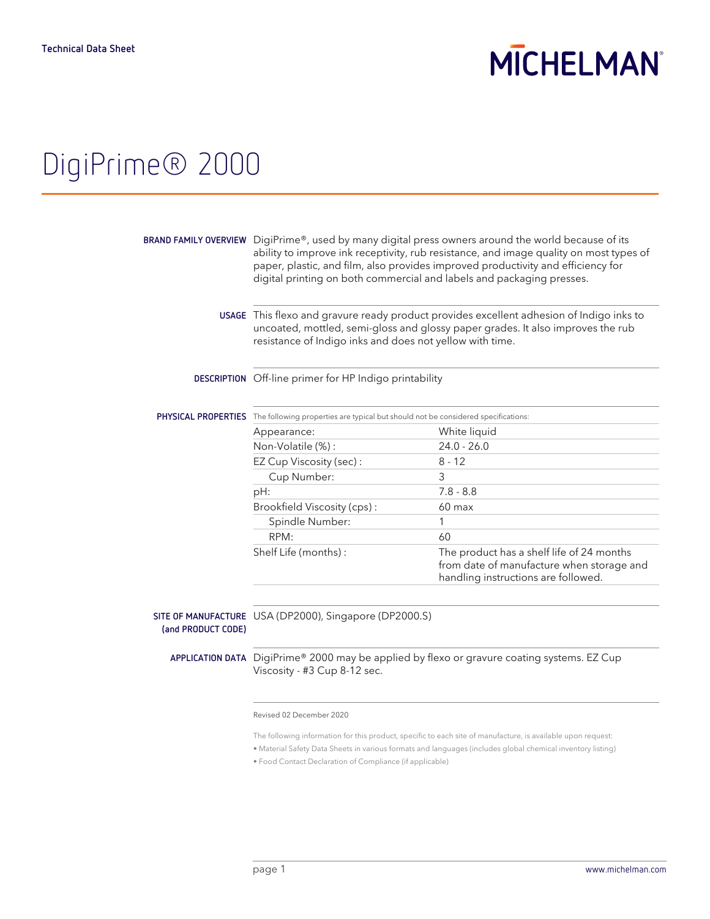Technical Data Sheet

# DigiPrime® 2000

**BRAND FAMILY OVERVIEW**

DigiPrime®, used by many digital press owners around the world because of its ability to improve ink receptivity, rub resistance, and image quality on most types of paper, plastic, and film, also provides improved productivity and efficiency for digital printing on both commercial and labels and packaging presses.

**USAGE**

This flexo and gravure ready product provides excellent adhesion of Indigo inks to uncoated, mottled, semi-gloss and glossy paper grades. It also improves the rub resistance of Indigo inks and does not yellow with time.

**DESCRIPTION**

Off-line primer for HP Indigo printability

**PHYSICAL PROPERTIES**

The following properties are typical but should not be considered specifications:

| Property | Value |
|---|---|
| Appearance: | White liquid |
| Non-Volatile (%) : | 24.0 - 26.0 |
| EZ Cup Viscosity (sec) : | 8 - 12 |
| Cup Number: | 3 |
| pH: | 7.8 - 8.8 |
| Brookfield Viscosity (cps) : | 60 max |
| Spindle Number: | 1 |
| RPM: | 60 |
| Shelf Life (months) : | The product has a shelf life of 24 months from date of manufacture when storage and handling instructions are followed. |

**SITE OF MANUFACTURE (and PRODUCT CODE)**

USA (DP2000), Singapore (DP2000.S)

**APPLICATION DATA**

DigiPrime® 2000 may be applied by flexo or gravure coating systems. EZ Cup Viscosity - #3 Cup 8-12 sec.

Revised 02 December 2020

The following information for this product, specific to each site of manufacture, is available upon request:

- Material Safety Data Sheets in various formats and languages (includes global chemical inventory listing)
- Food Contact Declaration of Compliance (if applicable)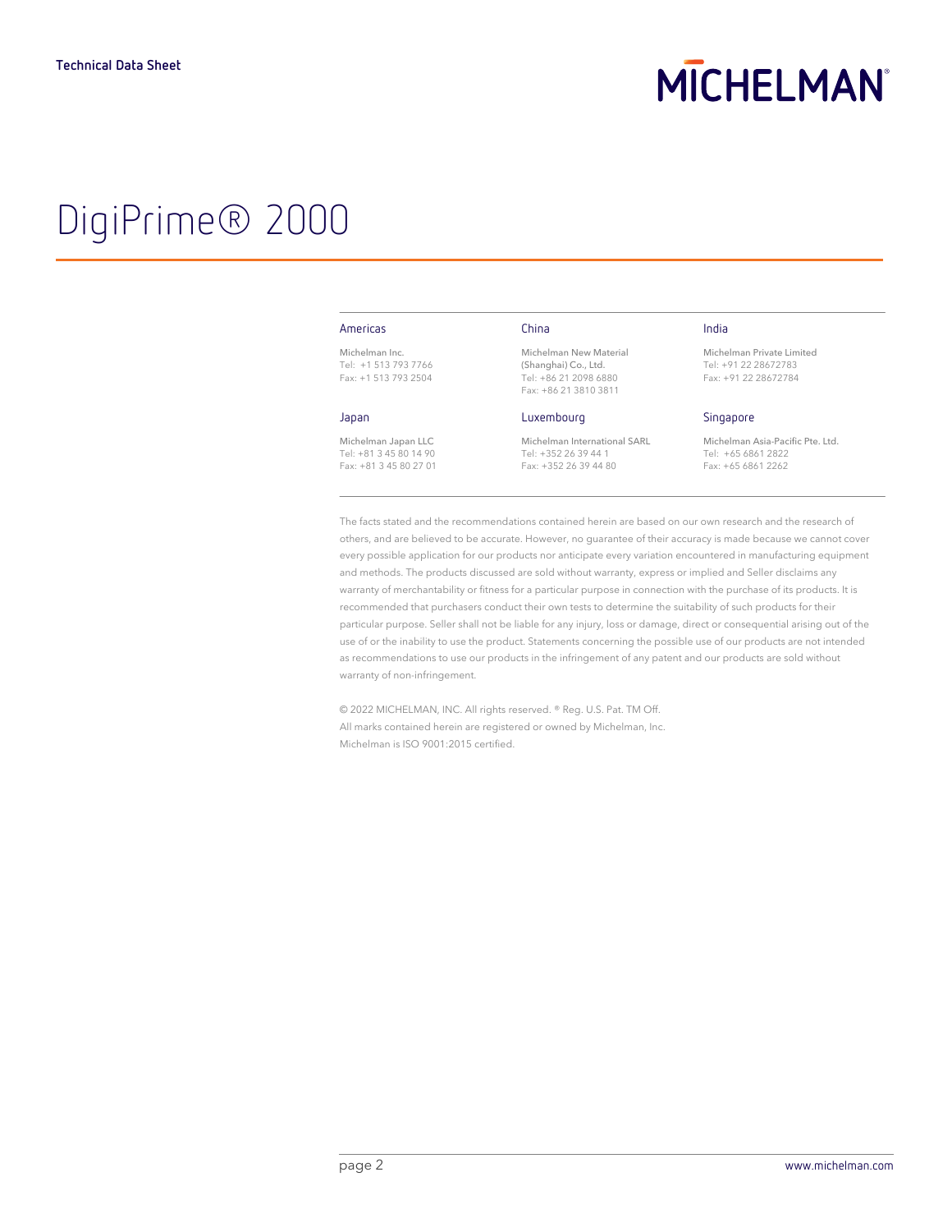# DigiPrime® 2000

| Americas | China | India |
|---|---|---|
| Michelman Inc.<br>Tel: +1 513 793 7766<br>Fax: +1 513 793 2504 | Michelman New Material (Shanghai) Co., Ltd.<br>Tel: +86 21 2098 6880<br>Fax: +86 21 3810 3811 | Michelman Private Limited<br>Tel: +91 22 28672783<br>Fax: +91 22 28672784 |
| **Japan** | **Luxembourg** | **Singapore** |
| Michelman Japan LLC<br>Tel: +81 3 45 80 14 90<br>Fax: +81 3 45 80 27 01 | Michelman International SARL<br>Tel: +352 26 39 44 1<br>Fax: +352 26 39 44 80 | Michelman Asia-Pacific Pte. Ltd.<br>Tel: +65 6861 2822<br>Fax: +65 6861 2262 |

The facts stated and the recommendations contained herein are based on our own research and the research of others, and are believed to be accurate. However, no guarantee of their accuracy is made because we cannot cover every possible application for our products nor anticipate every variation encountered in manufacturing equipment and methods. The products discussed are sold without warranty, express or implied and Seller disclaims any warranty of merchantability or fitness for a particular purpose in connection with the purchase of its products. It is recommended that purchasers conduct their own tests to determine the suitability of such products for their particular purpose. Seller shall not be liable for any injury, loss or damage, direct or consequential arising out of the use of or the inability to use the product. Statements concerning the possible use of our products are not intended as recommendations to use our products in the infringement of any patent and our products are sold without warranty of non-infringement.

© 2022 MICHELMAN, INC. All rights reserved. ® Reg. U.S. Pat. TM Off.
All marks contained herein are registered or owned by Michelman, Inc.
Michelman is ISO 9001:2015 certified.